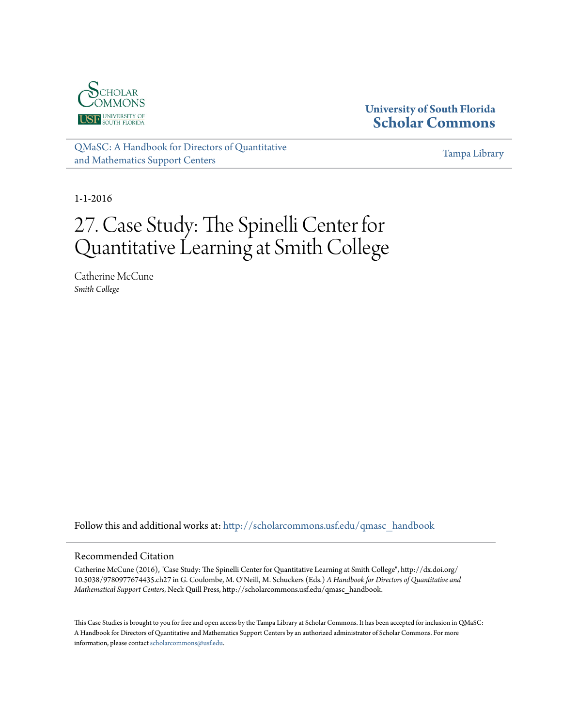University of South Florida
**Scholar Commons**

QMaSC: A Handbook for Directors of Quantitative and Mathematics Support Centers

Tampa Library

1-1-2016

# 27. Case Study: The Spinelli Center for Quantitative Learning at Smith College

Catherine McCune
*Smith College*

Follow this and additional works at: http://scholarcommons.usf.edu/qmasc_handbook

## Recommended Citation

Catherine McCune (2016), "Case Study: The Spinelli Center for Quantitative Learning at Smith College", http://dx.doi.org/10.5038/9780977674435.ch27 in G. Coulombe, M. O'Neill, M. Schuckers (Eds.) *A Handbook for Directors of Quantitative and Mathematical Support Centers*, Neck Quill Press, http://scholarcommons.usf.edu/qmasc_handbook.

This Case Studies is brought to you for free and open access by the Tampa Library at Scholar Commons. It has been accepted for inclusion in QMaSC: A Handbook for Directors of Quantitative and Mathematics Support Centers by an authorized administrator of Scholar Commons. For more information, please contact scholarcommons@usf.edu.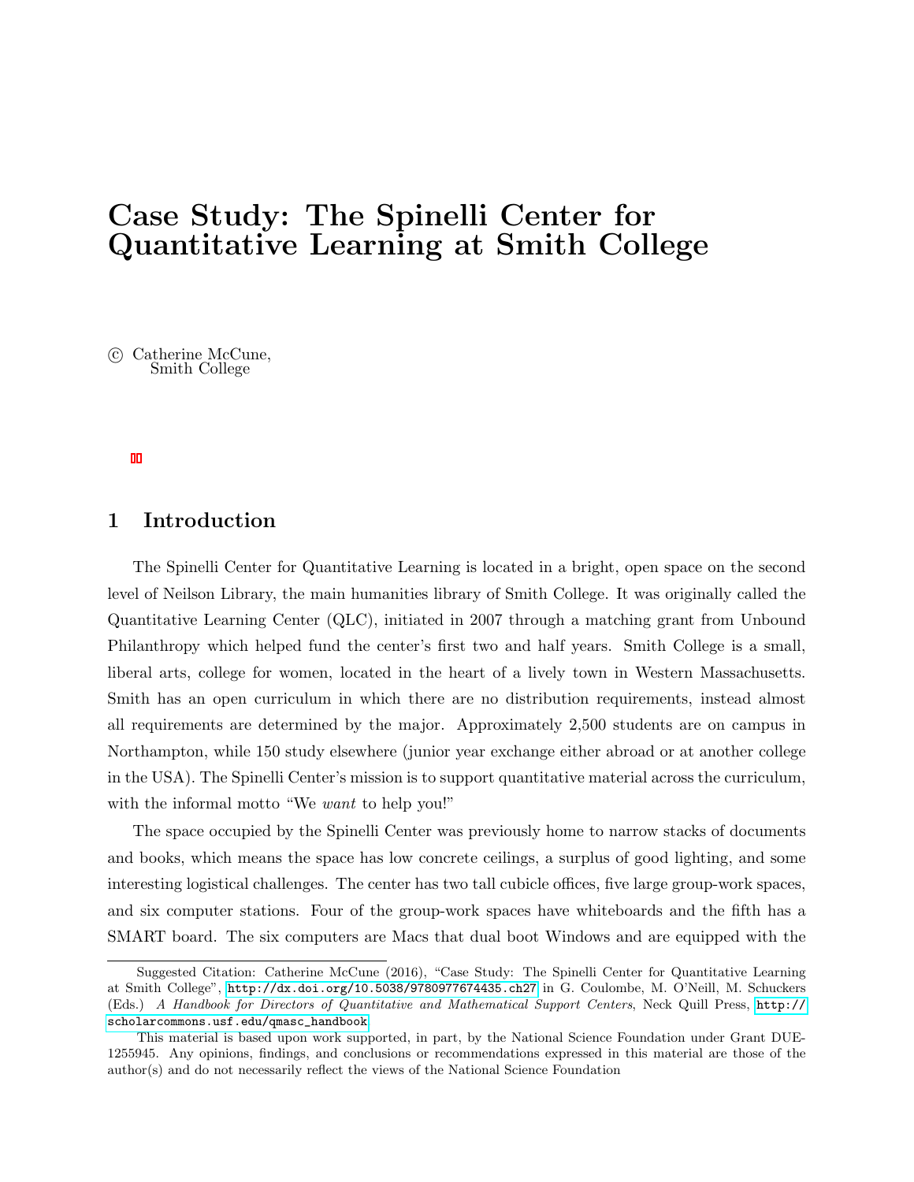# Case Study: The Spinelli Center for Quantitative Learning at Smith College

© Catherine McCune,
Smith College

## 1 Introduction

The Spinelli Center for Quantitative Learning is located in a bright, open space on the second level of Neilson Library, the main humanities library of Smith College. It was originally called the Quantitative Learning Center (QLC), initiated in 2007 through a matching grant from Unbound Philanthropy which helped fund the center's first two and half years. Smith College is a small, liberal arts, college for women, located in the heart of a lively town in Western Massachusetts. Smith has an open curriculum in which there are no distribution requirements, instead almost all requirements are determined by the major. Approximately 2,500 students are on campus in Northampton, while 150 study elsewhere (junior year exchange either abroad or at another college in the USA). The Spinelli Center's mission is to support quantitative material across the curriculum, with the informal motto "We *want* to help you!"

The space occupied by the Spinelli Center was previously home to narrow stacks of documents and books, which means the space has low concrete ceilings, a surplus of good lighting, and some interesting logistical challenges. The center has two tall cubicle offices, five large group-work spaces, and six computer stations. Four of the group-work spaces have whiteboards and the fifth has a SMART board. The six computers are Macs that dual boot Windows and are equipped with the

---

Suggested Citation: Catherine McCune (2016), "Case Study: The Spinelli Center for Quantitative Learning at Smith College", http://dx.doi.org/10.5038/9780977674435.ch27 in G. Coulombe, M. O'Neill, M. Schuckers (Eds.) *A Handbook for Directors of Quantitative and Mathematical Support Centers*, Neck Quill Press, http://scholarcommons.usf.edu/qmasc_handbook

This material is based upon work supported, in part, by the National Science Foundation under Grant DUE-1255945. Any opinions, findings, and conclusions or recommendations expressed in this material are those of the author(s) and do not necessarily reflect the views of the National Science Foundation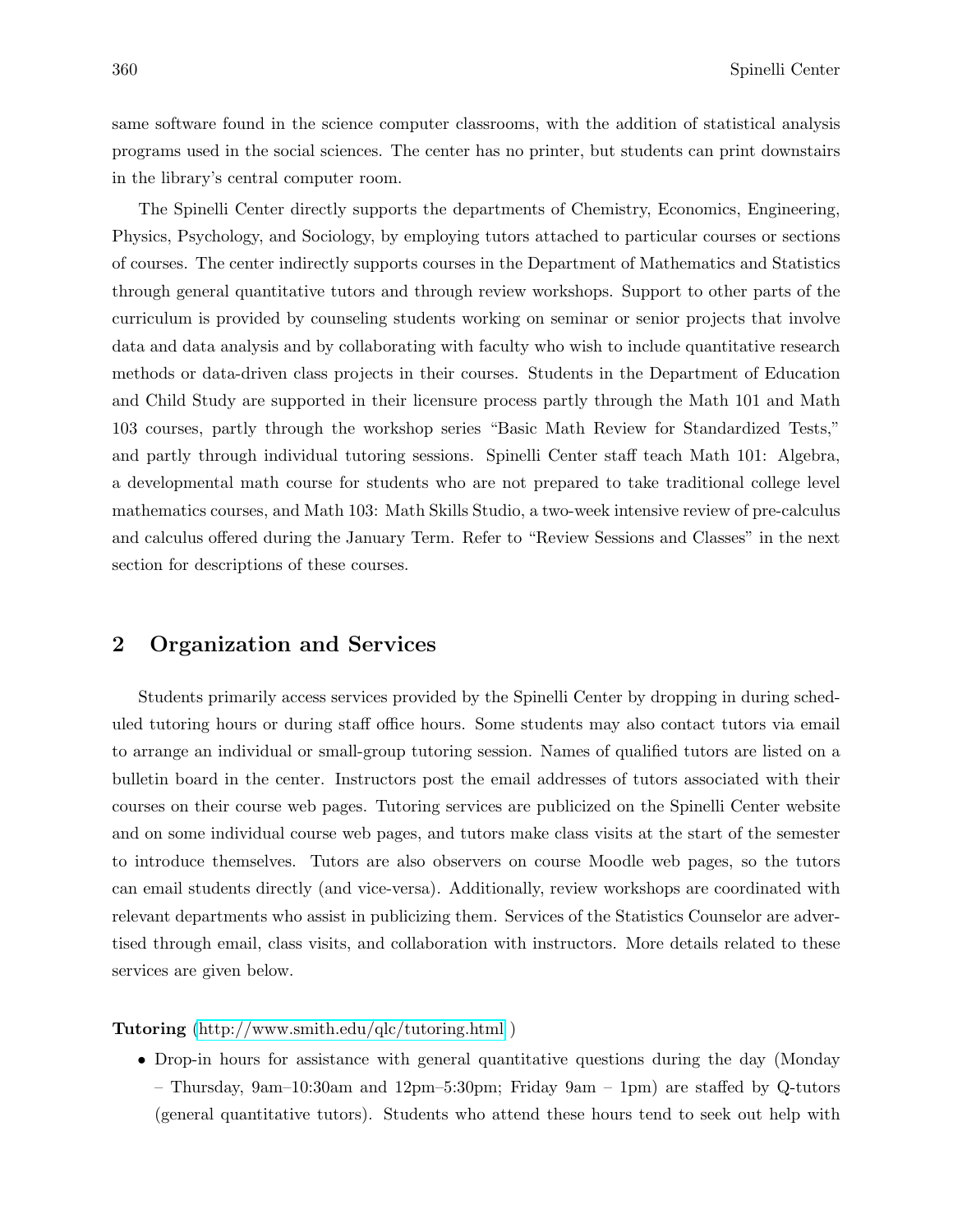same software found in the science computer classrooms, with the addition of statistical analysis programs used in the social sciences. The center has no printer, but students can print downstairs in the library's central computer room.

The Spinelli Center directly supports the departments of Chemistry, Economics, Engineering, Physics, Psychology, and Sociology, by employing tutors attached to particular courses or sections of courses. The center indirectly supports courses in the Department of Mathematics and Statistics through general quantitative tutors and through review workshops. Support to other parts of the curriculum is provided by counseling students working on seminar or senior projects that involve data and data analysis and by collaborating with faculty who wish to include quantitative research methods or data-driven class projects in their courses. Students in the Department of Education and Child Study are supported in their licensure process partly through the Math 101 and Math 103 courses, partly through the workshop series "Basic Math Review for Standardized Tests," and partly through individual tutoring sessions. Spinelli Center staff teach Math 101: Algebra, a developmental math course for students who are not prepared to take traditional college level mathematics courses, and Math 103: Math Skills Studio, a two-week intensive review of pre-calculus and calculus offered during the January Term. Refer to "Review Sessions and Classes" in the next section for descriptions of these courses.

## 2 Organization and Services

Students primarily access services provided by the Spinelli Center by dropping in during scheduled tutoring hours or during staff office hours. Some students may also contact tutors via email to arrange an individual or small-group tutoring session. Names of qualified tutors are listed on a bulletin board in the center. Instructors post the email addresses of tutors associated with their courses on their course web pages. Tutoring services are publicized on the Spinelli Center website and on some individual course web pages, and tutors make class visits at the start of the semester to introduce themselves. Tutors are also observers on course Moodle web pages, so the tutors can email students directly (and vice-versa). Additionally, review workshops are coordinated with relevant departments who assist in publicizing them. Services of the Statistics Counselor are advertised through email, class visits, and collaboration with instructors. More details related to these services are given below.

**Tutoring** (http://www.smith.edu/qlc/tutoring.html )

- Drop-in hours for assistance with general quantitative questions during the day (Monday – Thursday, 9am–10:30am and 12pm–5:30pm; Friday 9am – 1pm) are staffed by Q-tutors (general quantitative tutors). Students who attend these hours tend to seek out help with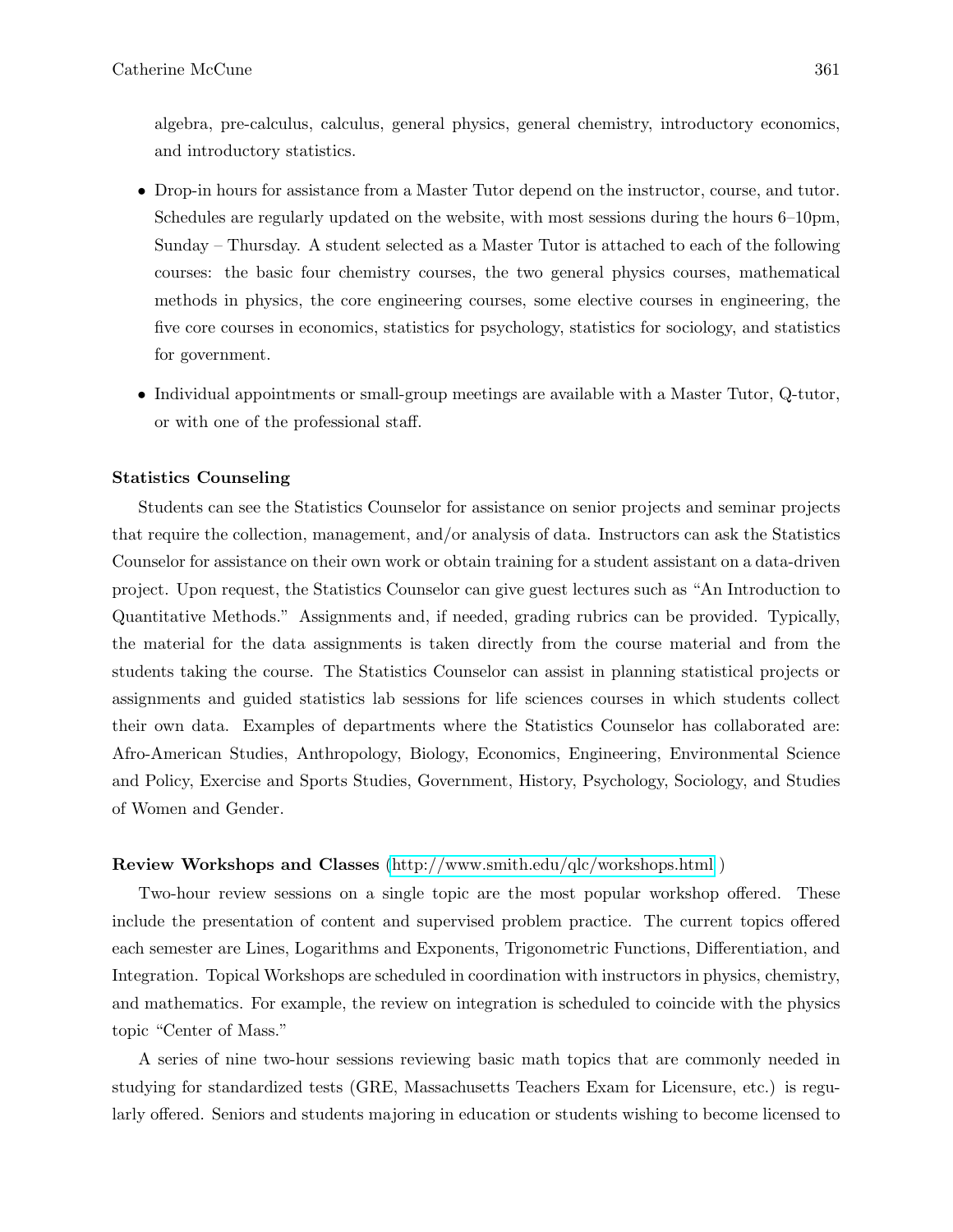algebra, pre-calculus, calculus, general physics, general chemistry, introductory economics, and introductory statistics.

- Drop-in hours for assistance from a Master Tutor depend on the instructor, course, and tutor. Schedules are regularly updated on the website, with most sessions during the hours 6–10pm, Sunday – Thursday. A student selected as a Master Tutor is attached to each of the following courses: the basic four chemistry courses, the two general physics courses, mathematical methods in physics, the core engineering courses, some elective courses in engineering, the five core courses in economics, statistics for psychology, statistics for sociology, and statistics for government.

- Individual appointments or small-group meetings are available with a Master Tutor, Q-tutor, or with one of the professional staff.

**Statistics Counseling**

Students can see the Statistics Counselor for assistance on senior projects and seminar projects that require the collection, management, and/or analysis of data. Instructors can ask the Statistics Counselor for assistance on their own work or obtain training for a student assistant on a data-driven project. Upon request, the Statistics Counselor can give guest lectures such as "An Introduction to Quantitative Methods." Assignments and, if needed, grading rubrics can be provided. Typically, the material for the data assignments is taken directly from the course material and from the students taking the course. The Statistics Counselor can assist in planning statistical projects or assignments and guided statistics lab sessions for life sciences courses in which students collect their own data. Examples of departments where the Statistics Counselor has collaborated are: Afro-American Studies, Anthropology, Biology, Economics, Engineering, Environmental Science and Policy, Exercise and Sports Studies, Government, History, Psychology, Sociology, and Studies of Women and Gender.

**Review Workshops and Classes** (http://www.smith.edu/qlc/workshops.html )

Two-hour review sessions on a single topic are the most popular workshop offered. These include the presentation of content and supervised problem practice. The current topics offered each semester are Lines, Logarithms and Exponents, Trigonometric Functions, Differentiation, and Integration. Topical Workshops are scheduled in coordination with instructors in physics, chemistry, and mathematics. For example, the review on integration is scheduled to coincide with the physics topic "Center of Mass."

A series of nine two-hour sessions reviewing basic math topics that are commonly needed in studying for standardized tests (GRE, Massachusetts Teachers Exam for Licensure, etc.) is regularly offered. Seniors and students majoring in education or students wishing to become licensed to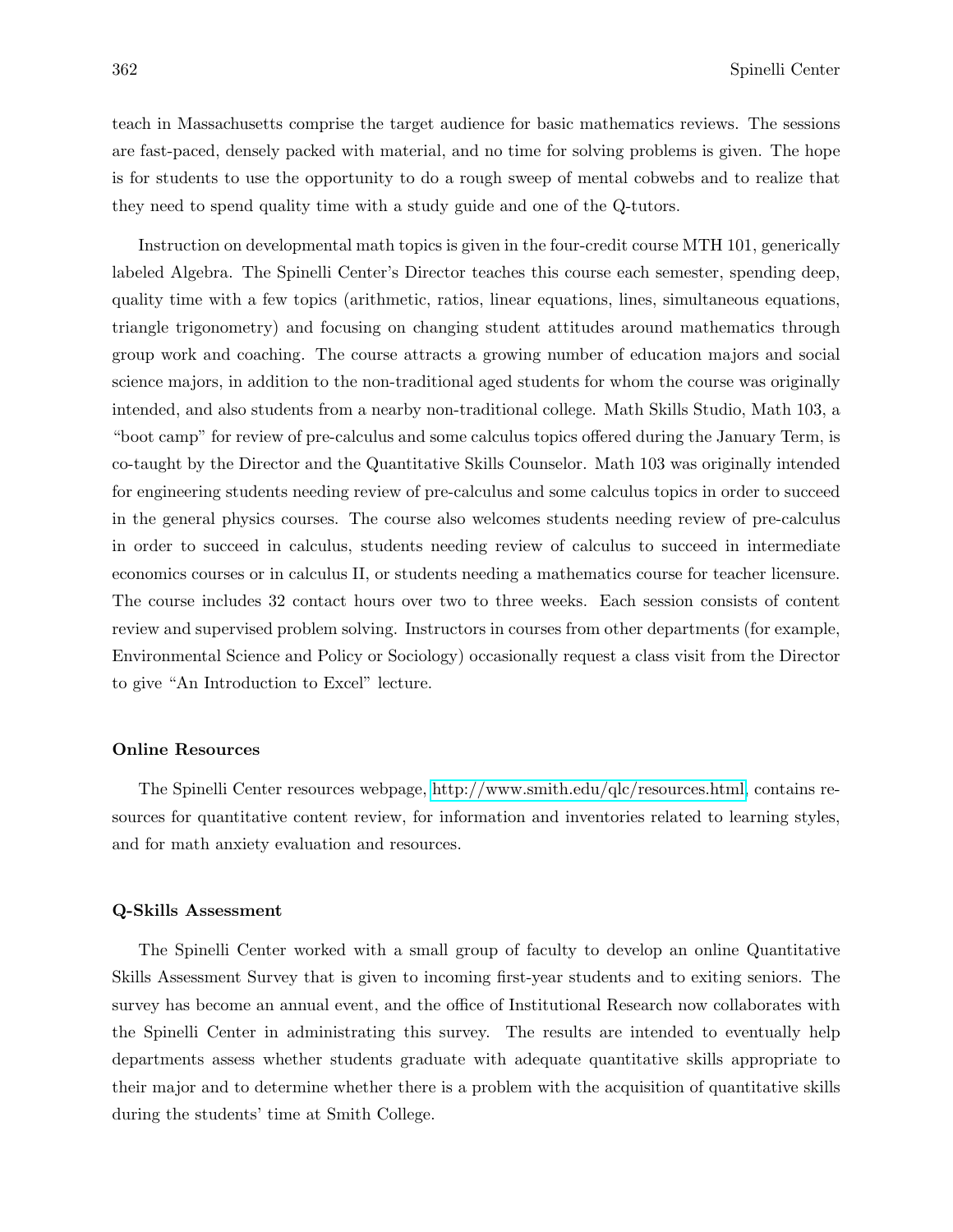teach in Massachusetts comprise the target audience for basic mathematics reviews. The sessions are fast-paced, densely packed with material, and no time for solving problems is given. The hope is for students to use the opportunity to do a rough sweep of mental cobwebs and to realize that they need to spend quality time with a study guide and one of the Q-tutors.

Instruction on developmental math topics is given in the four-credit course MTH 101, generically labeled Algebra. The Spinelli Center's Director teaches this course each semester, spending deep, quality time with a few topics (arithmetic, ratios, linear equations, lines, simultaneous equations, triangle trigonometry) and focusing on changing student attitudes around mathematics through group work and coaching. The course attracts a growing number of education majors and social science majors, in addition to the non-traditional aged students for whom the course was originally intended, and also students from a nearby non-traditional college. Math Skills Studio, Math 103, a "boot camp" for review of pre-calculus and some calculus topics offered during the January Term, is co-taught by the Director and the Quantitative Skills Counselor. Math 103 was originally intended for engineering students needing review of pre-calculus and some calculus topics in order to succeed in the general physics courses. The course also welcomes students needing review of pre-calculus in order to succeed in calculus, students needing review of calculus to succeed in intermediate economics courses or in calculus II, or students needing a mathematics course for teacher licensure. The course includes 32 contact hours over two to three weeks. Each session consists of content review and supervised problem solving. Instructors in courses from other departments (for example, Environmental Science and Policy or Sociology) occasionally request a class visit from the Director to give "An Introduction to Excel" lecture.

### Online Resources

The Spinelli Center resources webpage, http://www.smith.edu/qlc/resources.html, contains resources for quantitative content review, for information and inventories related to learning styles, and for math anxiety evaluation and resources.

### Q-Skills Assessment

The Spinelli Center worked with a small group of faculty to develop an online Quantitative Skills Assessment Survey that is given to incoming first-year students and to exiting seniors. The survey has become an annual event, and the office of Institutional Research now collaborates with the Spinelli Center in administrating this survey. The results are intended to eventually help departments assess whether students graduate with adequate quantitative skills appropriate to their major and to determine whether there is a problem with the acquisition of quantitative skills during the students' time at Smith College.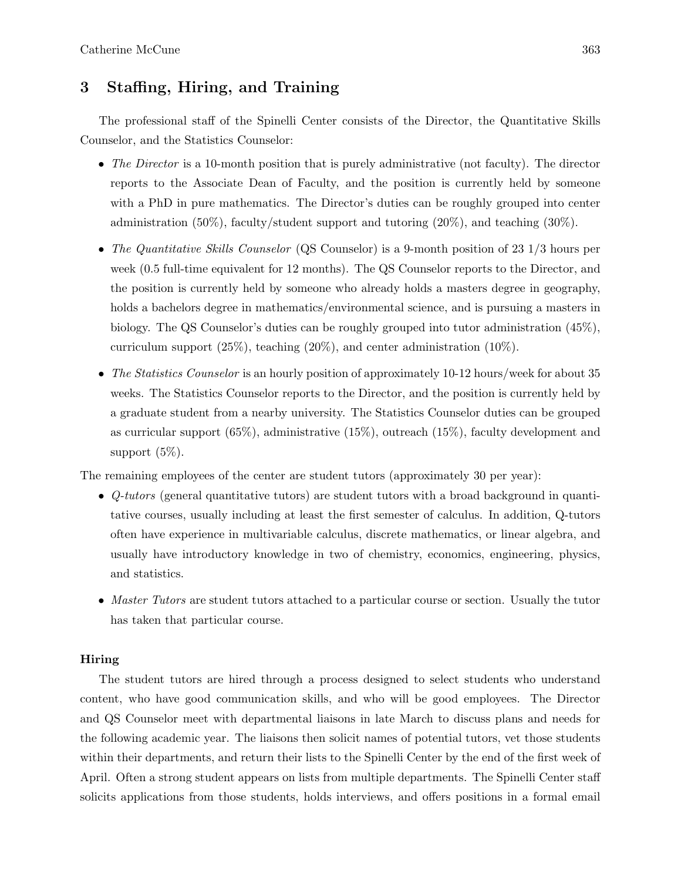## 3 Staffing, Hiring, and Training

The professional staff of the Spinelli Center consists of the Director, the Quantitative Skills Counselor, and the Statistics Counselor:

- *The Director* is a 10-month position that is purely administrative (not faculty). The director reports to the Associate Dean of Faculty, and the position is currently held by someone with a PhD in pure mathematics. The Director's duties can be roughly grouped into center administration (50%), faculty/student support and tutoring (20%), and teaching (30%).
- *The Quantitative Skills Counselor* (QS Counselor) is a 9-month position of 23 1/3 hours per week (0.5 full-time equivalent for 12 months). The QS Counselor reports to the Director, and the position is currently held by someone who already holds a masters degree in geography, holds a bachelors degree in mathematics/environmental science, and is pursuing a masters in biology. The QS Counselor's duties can be roughly grouped into tutor administration (45%), curriculum support (25%), teaching (20%), and center administration (10%).
- *The Statistics Counselor* is an hourly position of approximately 10-12 hours/week for about 35 weeks. The Statistics Counselor reports to the Director, and the position is currently held by a graduate student from a nearby university. The Statistics Counselor duties can be grouped as curricular support (65%), administrative (15%), outreach (15%), faculty development and support (5%).

The remaining employees of the center are student tutors (approximately 30 per year):

- *Q-tutors* (general quantitative tutors) are student tutors with a broad background in quantitative courses, usually including at least the first semester of calculus. In addition, Q-tutors often have experience in multivariable calculus, discrete mathematics, or linear algebra, and usually have introductory knowledge in two of chemistry, economics, engineering, physics, and statistics.
- *Master Tutors* are student tutors attached to a particular course or section. Usually the tutor has taken that particular course.

**Hiring**

The student tutors are hired through a process designed to select students who understand content, who have good communication skills, and who will be good employees. The Director and QS Counselor meet with departmental liaisons in late March to discuss plans and needs for the following academic year. The liaisons then solicit names of potential tutors, vet those students within their departments, and return their lists to the Spinelli Center by the end of the first week of April. Often a strong student appears on lists from multiple departments. The Spinelli Center staff solicits applications from those students, holds interviews, and offers positions in a formal email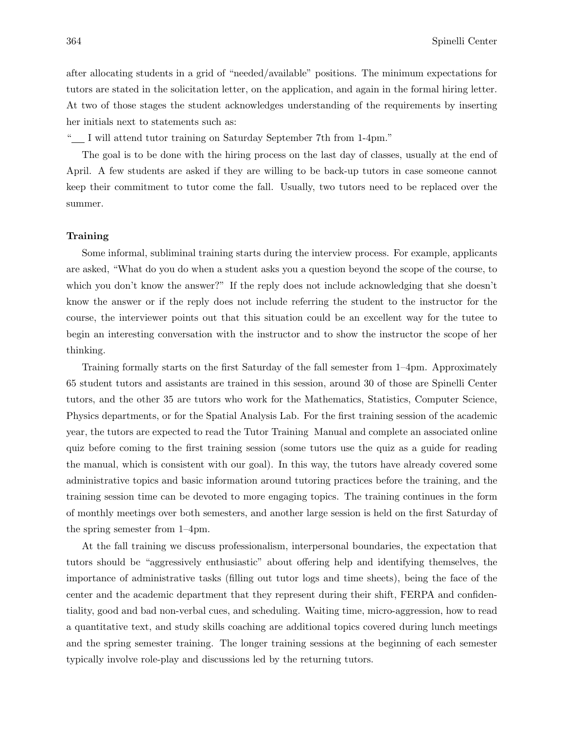after allocating students in a grid of "needed/available" positions. The minimum expectations for tutors are stated in the solicitation letter, on the application, and again in the formal hiring letter. At two of those stages the student acknowledges understanding of the requirements by inserting her initials next to statements such as:

"___ I will attend tutor training on Saturday September 7th from 1-4pm."

The goal is to be done with the hiring process on the last day of classes, usually at the end of April. A few students are asked if they are willing to be back-up tutors in case someone cannot keep their commitment to tutor come the fall. Usually, two tutors need to be replaced over the summer.

**Training**

Some informal, subliminal training starts during the interview process. For example, applicants are asked, "What do you do when a student asks you a question beyond the scope of the course, to which you don't know the answer?" If the reply does not include acknowledging that she doesn't know the answer or if the reply does not include referring the student to the instructor for the course, the interviewer points out that this situation could be an excellent way for the tutee to begin an interesting conversation with the instructor and to show the instructor the scope of her thinking.

Training formally starts on the first Saturday of the fall semester from 1–4pm. Approximately 65 student tutors and assistants are trained in this session, around 30 of those are Spinelli Center tutors, and the other 35 are tutors who work for the Mathematics, Statistics, Computer Science, Physics departments, or for the Spatial Analysis Lab. For the first training session of the academic year, the tutors are expected to read the Tutor Training Manual and complete an associated online quiz before coming to the first training session (some tutors use the quiz as a guide for reading the manual, which is consistent with our goal). In this way, the tutors have already covered some administrative topics and basic information around tutoring practices before the training, and the training session time can be devoted to more engaging topics. The training continues in the form of monthly meetings over both semesters, and another large session is held on the first Saturday of the spring semester from 1–4pm.

At the fall training we discuss professionalism, interpersonal boundaries, the expectation that tutors should be "aggressively enthusiastic" about offering help and identifying themselves, the importance of administrative tasks (filling out tutor logs and time sheets), being the face of the center and the academic department that they represent during their shift, FERPA and confidentiality, good and bad non-verbal cues, and scheduling. Waiting time, micro-aggression, how to read a quantitative text, and study skills coaching are additional topics covered during lunch meetings and the spring semester training. The longer training sessions at the beginning of each semester typically involve role-play and discussions led by the returning tutors.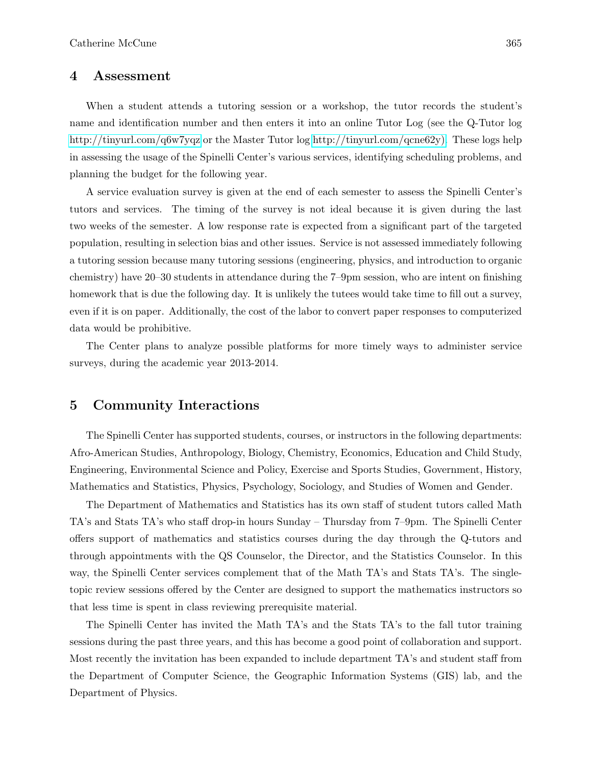## 4 Assessment

When a student attends a tutoring session or a workshop, the tutor records the student's name and identification number and then enters it into an online Tutor Log (see the Q-Tutor log http://tinyurl.com/q6w7yqz or the Master Tutor log http://tinyurl.com/qcne62y). These logs help in assessing the usage of the Spinelli Center's various services, identifying scheduling problems, and planning the budget for the following year.

A service evaluation survey is given at the end of each semester to assess the Spinelli Center's tutors and services. The timing of the survey is not ideal because it is given during the last two weeks of the semester. A low response rate is expected from a significant part of the targeted population, resulting in selection bias and other issues. Service is not assessed immediately following a tutoring session because many tutoring sessions (engineering, physics, and introduction to organic chemistry) have 20–30 students in attendance during the 7–9pm session, who are intent on finishing homework that is due the following day. It is unlikely the tutees would take time to fill out a survey, even if it is on paper. Additionally, the cost of the labor to convert paper responses to computerized data would be prohibitive.

The Center plans to analyze possible platforms for more timely ways to administer service surveys, during the academic year 2013-2014.

## 5 Community Interactions

The Spinelli Center has supported students, courses, or instructors in the following departments: Afro-American Studies, Anthropology, Biology, Chemistry, Economics, Education and Child Study, Engineering, Environmental Science and Policy, Exercise and Sports Studies, Government, History, Mathematics and Statistics, Physics, Psychology, Sociology, and Studies of Women and Gender.

The Department of Mathematics and Statistics has its own staff of student tutors called Math TA's and Stats TA's who staff drop-in hours Sunday – Thursday from 7–9pm. The Spinelli Center offers support of mathematics and statistics courses during the day through the Q-tutors and through appointments with the QS Counselor, the Director, and the Statistics Counselor. In this way, the Spinelli Center services complement that of the Math TA's and Stats TA's. The single-topic review sessions offered by the Center are designed to support the mathematics instructors so that less time is spent in class reviewing prerequisite material.

The Spinelli Center has invited the Math TA's and the Stats TA's to the fall tutor training sessions during the past three years, and this has become a good point of collaboration and support. Most recently the invitation has been expanded to include department TA's and student staff from the Department of Computer Science, the Geographic Information Systems (GIS) lab, and the Department of Physics.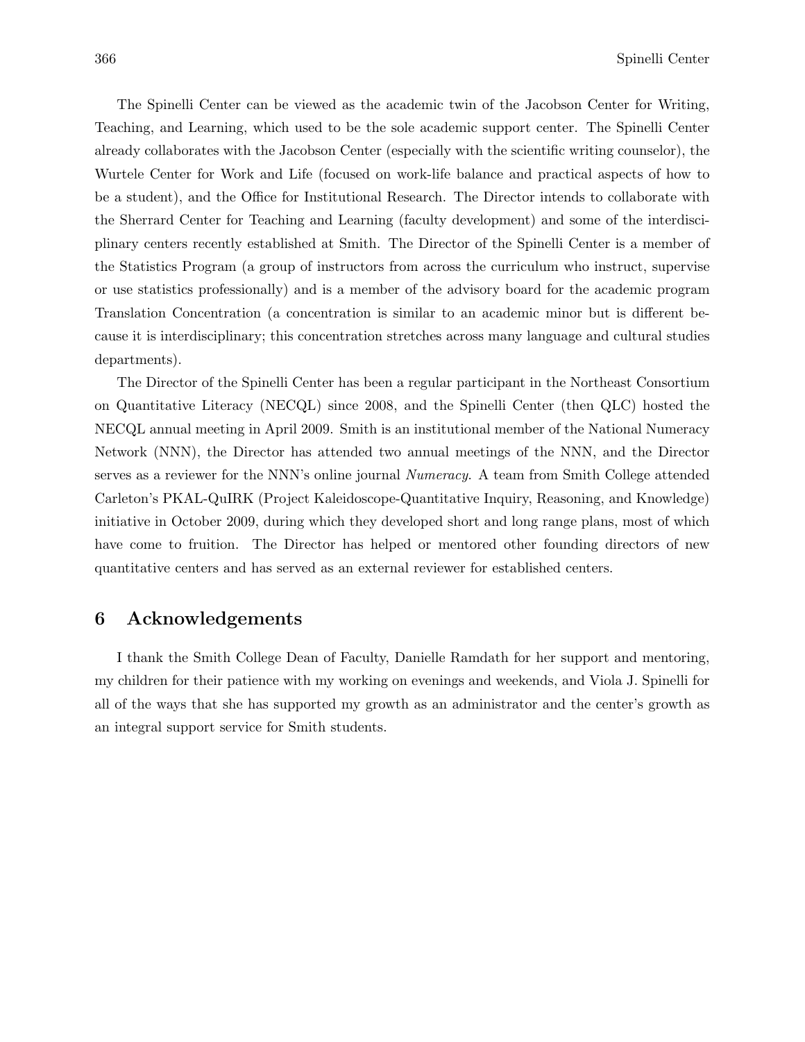The Spinelli Center can be viewed as the academic twin of the Jacobson Center for Writing, Teaching, and Learning, which used to be the sole academic support center. The Spinelli Center already collaborates with the Jacobson Center (especially with the scientific writing counselor), the Wurtele Center for Work and Life (focused on work-life balance and practical aspects of how to be a student), and the Office for Institutional Research. The Director intends to collaborate with the Sherrard Center for Teaching and Learning (faculty development) and some of the interdisciplinary centers recently established at Smith. The Director of the Spinelli Center is a member of the Statistics Program (a group of instructors from across the curriculum who instruct, supervise or use statistics professionally) and is a member of the advisory board for the academic program Translation Concentration (a concentration is similar to an academic minor but is different because it is interdisciplinary; this concentration stretches across many language and cultural studies departments).

The Director of the Spinelli Center has been a regular participant in the Northeast Consortium on Quantitative Literacy (NECQL) since 2008, and the Spinelli Center (then QLC) hosted the NECQL annual meeting in April 2009. Smith is an institutional member of the National Numeracy Network (NNN), the Director has attended two annual meetings of the NNN, and the Director serves as a reviewer for the NNN's online journal *Numeracy*. A team from Smith College attended Carleton's PKAL-QuIRK (Project Kaleidoscope-Quantitative Inquiry, Reasoning, and Knowledge) initiative in October 2009, during which they developed short and long range plans, most of which have come to fruition. The Director has helped or mentored other founding directors of new quantitative centers and has served as an external reviewer for established centers.

## 6 Acknowledgements

I thank the Smith College Dean of Faculty, Danielle Ramdath for her support and mentoring, my children for their patience with my working on evenings and weekends, and Viola J. Spinelli for all of the ways that she has supported my growth as an administrator and the center's growth as an integral support service for Smith students.